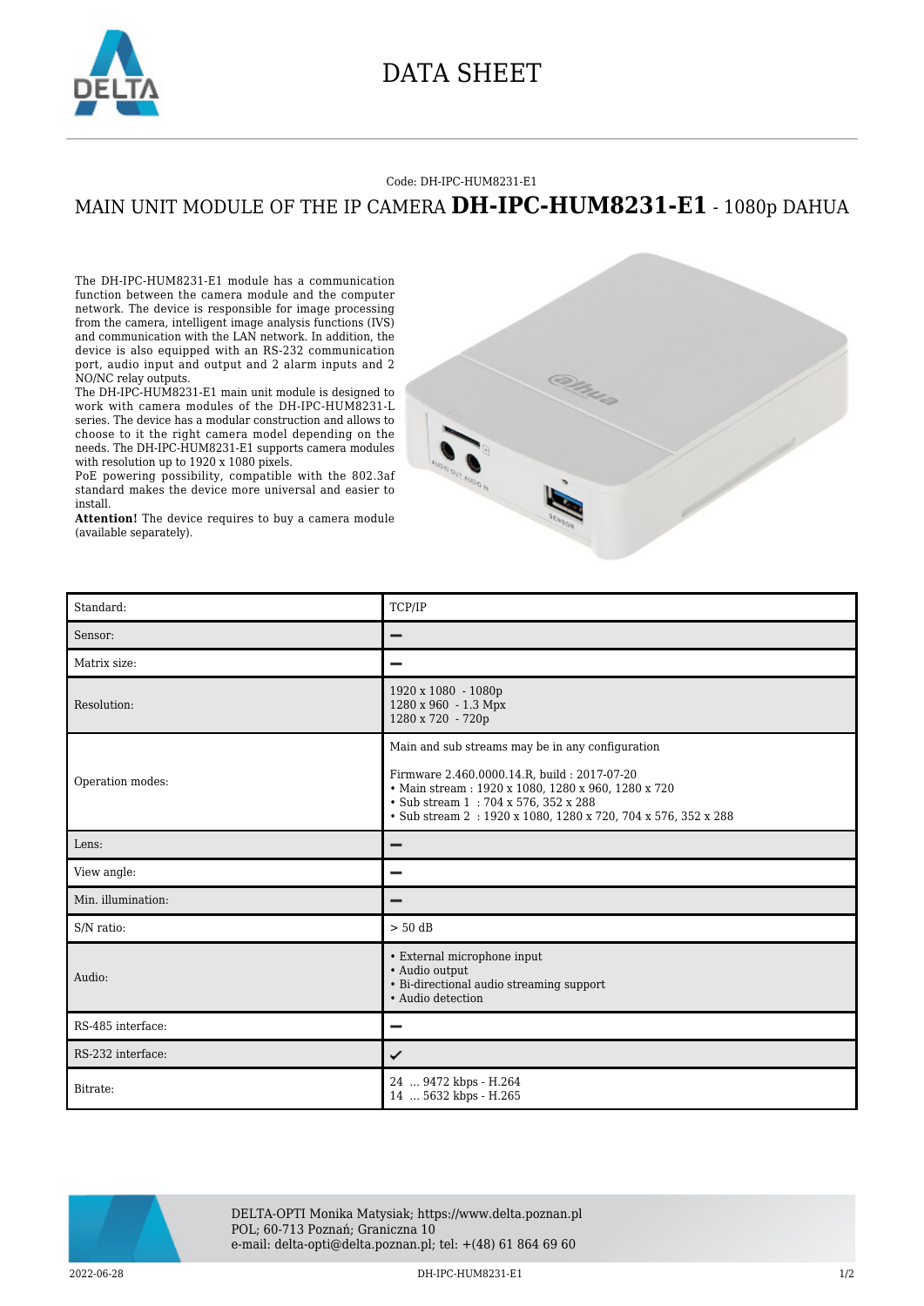# DATA SHEET

Code: DH-IPC-HUM8231-E1

## MAIN UNIT MODULE OF THE IP CAMERA **DH-IPC-HUM8231-E1** - 1080p DAHUA

The DH-IPC-HUM8231-E1 module has a communication function between the camera module and the computer network. The device is responsible for image processing from the camera, intelligent image analysis functions (IVS) and communication with the LAN network. In addition, the device is also equipped with an RS-232 communication port, audio input and output and 2 alarm inputs and 2 NO/NC relay outputs.

The DH-IPC-HUM8231-E1 main unit module is designed to work with camera modules of the DH-IPC-HUM8231-L series. The device has a modular construction and allows to choose to it the right camera model depending on the needs. The DH-IPC-HUM8231-E1 supports camera modules with resolution up to 1920 x 1080 pixels.

PoE powering possibility, compatible with the 802.3af standard makes the device more universal and easier to install.

**Attention!** The device requires to buy a camera module (available separately).

| Standard: | TCP/IP |
|---|---|
| Sensor: | – |
| Matrix size: | – |
| Resolution: | 1920 x 1080 - 1080p<br>1280 x 960 - 1.3 Mpx<br>1280 x 720 - 720p |
| Operation modes: | Main and sub streams may be in any configuration<br><br>Firmware 2.460.0000.14.R, build : 2017-07-20<br>• Main stream : 1920 x 1080, 1280 x 960, 1280 x 720<br>• Sub stream 1 : 704 x 576, 352 x 288<br>• Sub stream 2 : 1920 x 1080, 1280 x 720, 704 x 576, 352 x 288 |
| Lens: | – |
| View angle: | – |
| Min. illumination: | – |
| S/N ratio: | > 50 dB |
| Audio: | • External microphone input<br>• Audio output<br>• Bi-directional audio streaming support<br>• Audio detection |
| RS-485 interface: | – |
| RS-232 interface: | ✓ |
| Bitrate: | 24 ... 9472 kbps - H.264<br>14 ... 5632 kbps - H.265 |

DELTA-OPTI Monika Matysiak; https://www.delta.poznan.pl
POL; 60-713 Poznań; Graniczna 10
e-mail: delta-opti@delta.poznan.pl; tel: +(48) 61 864 69 60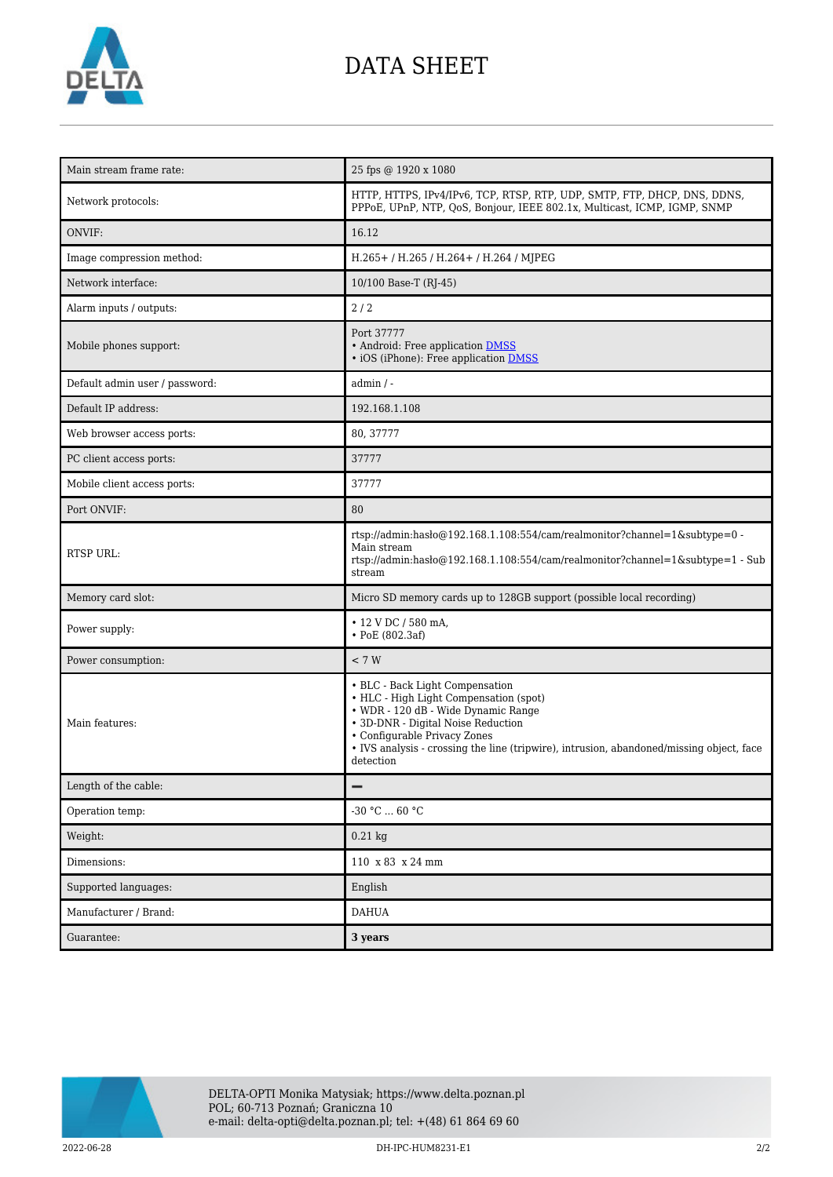# DATA SHEET

| | |
|---|---|
| Main stream frame rate: | 25 fps @ 1920 x 1080 |
| Network protocols: | HTTP, HTTPS, IPv4/IPv6, TCP, RTSP, RTP, UDP, SMTP, FTP, DHCP, DNS, DDNS, PPPoE, UPnP, NTP, QoS, Bonjour, IEEE 802.1x, Multicast, ICMP, IGMP, SNMP |
| ONVIF: | 16.12 |
| Image compression method: | H.265+ / H.265 / H.264+ / H.264 / MJPEG |
| Network interface: | 10/100 Base-T (RJ-45) |
| Alarm inputs / outputs: | 2 / 2 |
| Mobile phones support: | Port 37777<br>• Android: Free application DMSS<br>• iOS (iPhone): Free application DMSS |
| Default admin user / password: | admin / - |
| Default IP address: | 192.168.1.108 |
| Web browser access ports: | 80, 37777 |
| PC client access ports: | 37777 |
| Mobile client access ports: | 37777 |
| Port ONVIF: | 80 |
| RTSP URL: | rtsp://admin:hasło@192.168.1.108:554/cam/realmonitor?channel=1&subtype=0 - Main stream<br>rtsp://admin:hasło@192.168.1.108:554/cam/realmonitor?channel=1&subtype=1 - Sub stream |
| Memory card slot: | Micro SD memory cards up to 128GB support (possible local recording) |
| Power supply: | • 12 V DC / 580 mA,<br>• PoE (802.3af) |
| Power consumption: | < 7 W |
| Main features: | • BLC - Back Light Compensation<br>• HLC - High Light Compensation (spot)<br>• WDR - 120 dB - Wide Dynamic Range<br>• 3D-DNR - Digital Noise Reduction<br>• Configurable Privacy Zones<br>• IVS analysis - crossing the line (tripwire), intrusion, abandoned/missing object, face detection |
| Length of the cable: | – |
| Operation temp: | -30 °C ... 60 °C |
| Weight: | 0.21 kg |
| Dimensions: | 110 x 83 x 24 mm |
| Supported languages: | English |
| Manufacturer / Brand: | DAHUA |
| Guarantee: | **3 years** |

DELTA-OPTI Monika Matysiak; https://www.delta.poznan.pl
POL; 60-713 Poznań; Graniczna 10
e-mail: delta-opti@delta.poznan.pl; tel: +(48) 61 864 69 60

2022-06-28 DH-IPC-HUM8231-E1